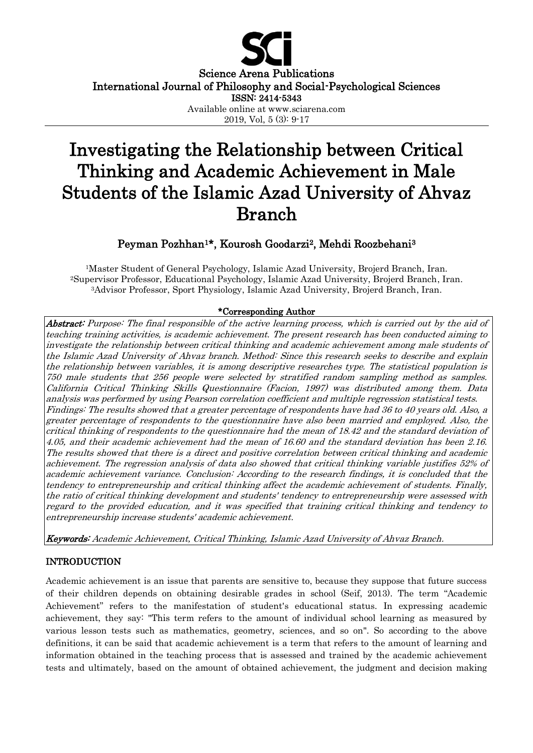Science Arena Publications
International Journal of Philosophy and Social-Psychological Sciences
ISSN: 2414-5343
Available online at www.sciarena.com
2019, Vol, 5 (3): 9-17

# Investigating the Relationship between Critical Thinking and Academic Achievement in Male Students of the Islamic Azad University of Ahvaz Branch

**Peyman Pozhhan[1]\*, Kourosh Goodarzi[2], Mehdi Roozbehani[3]**

[1]Master Student of General Psychology, Islamic Azad University, Brojerd Branch, Iran.
[2]Supervisor Professor, Educational Psychology, Islamic Azad University, Brojerd Branch, Iran.
[3]Advisor Professor, Sport Physiology, Islamic Azad University, Brojerd Branch, Iran.

**\*Corresponding Author**

***Abstract:*** *Purpose: The final responsible of the active learning process, which is carried out by the aid of teaching training activities, is academic achievement. The present research has been conducted aiming to investigate the relationship between critical thinking and academic achievement among male students of the Islamic Azad University of Ahvaz branch. Method: Since this research seeks to describe and explain the relationship between variables, it is among descriptive researches type. The statistical population is 750 male students that 256 people were selected by stratified random sampling method as samples. California Critical Thinking Skills Questionnaire (Facion, 1997) was distributed among them. Data analysis was performed by using Pearson correlation coefficient and multiple regression statistical tests. Findings: The results showed that a greater percentage of respondents have had 36 to 40 years old. Also, a greater percentage of respondents to the questionnaire have also been married and employed. Also, the critical thinking of respondents to the questionnaire had the mean of 18.42 and the standard deviation of 4.05, and their academic achievement had the mean of 16.60 and the standard deviation has been 2.16. The results showed that there is a direct and positive correlation between critical thinking and academic achievement. The regression analysis of data also showed that critical thinking variable justifies 52% of academic achievement variance. Conclusion: According to the research findings, it is concluded that the tendency to entrepreneurship and critical thinking affect the academic achievement of students. Finally, the ratio of critical thinking development and students' tendency to entrepreneurship were assessed with regard to the provided education, and it was specified that training critical thinking and tendency to entrepreneurship increase students' academic achievement.*

***Keywords:*** *Academic Achievement, Critical Thinking, Islamic Azad University of Ahvaz Branch.*

## INTRODUCTION

Academic achievement is an issue that parents are sensitive to, because they suppose that future success of their children depends on obtaining desirable grades in school (Seif, 2013). The term "Academic Achievement" refers to the manifestation of student's educational status. In expressing academic achievement, they say: "This term refers to the amount of individual school learning as measured by various lesson tests such as mathematics, geometry, sciences, and so on". So according to the above definitions, it can be said that academic achievement is a term that refers to the amount of learning and information obtained in the teaching process that is assessed and trained by the academic achievement tests and ultimately, based on the amount of obtained achievement, the judgment and decision making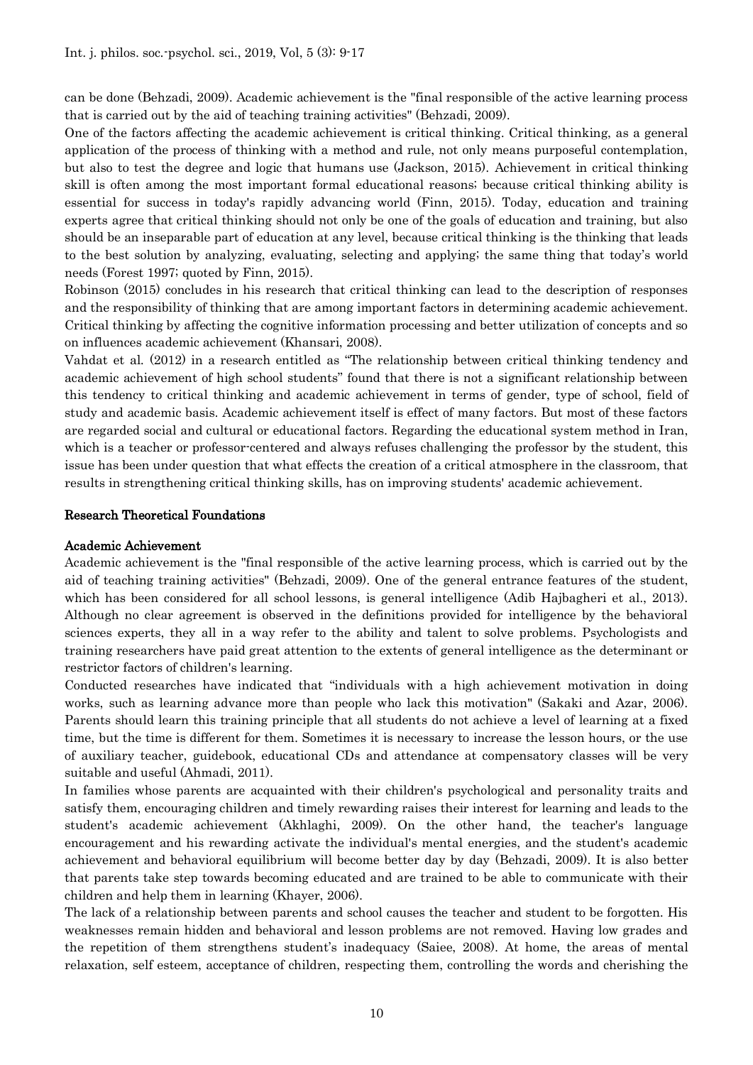can be done (Behzadi, 2009). Academic achievement is the "final responsible of the active learning process that is carried out by the aid of teaching training activities" (Behzadi, 2009).

One of the factors affecting the academic achievement is critical thinking. Critical thinking, as a general application of the process of thinking with a method and rule, not only means purposeful contemplation, but also to test the degree and logic that humans use (Jackson, 2015). Achievement in critical thinking skill is often among the most important formal educational reasons; because critical thinking ability is essential for success in today's rapidly advancing world (Finn, 2015). Today, education and training experts agree that critical thinking should not only be one of the goals of education and training, but also should be an inseparable part of education at any level, because critical thinking is the thinking that leads to the best solution by analyzing, evaluating, selecting and applying; the same thing that today's world needs (Forest 1997; quoted by Finn, 2015).

Robinson (2015) concludes in his research that critical thinking can lead to the description of responses and the responsibility of thinking that are among important factors in determining academic achievement. Critical thinking by affecting the cognitive information processing and better utilization of concepts and so on influences academic achievement (Khansari, 2008).

Vahdat et al. (2012) in a research entitled as "The relationship between critical thinking tendency and academic achievement of high school students" found that there is not a significant relationship between this tendency to critical thinking and academic achievement in terms of gender, type of school, field of study and academic basis. Academic achievement itself is effect of many factors. But most of these factors are regarded social and cultural or educational factors. Regarding the educational system method in Iran, which is a teacher or professor-centered and always refuses challenging the professor by the student, this issue has been under question that what effects the creation of a critical atmosphere in the classroom, that results in strengthening critical thinking skills, has on improving students' academic achievement.

## Research Theoretical Foundations

### Academic Achievement

Academic achievement is the "final responsible of the active learning process, which is carried out by the aid of teaching training activities" (Behzadi, 2009). One of the general entrance features of the student, which has been considered for all school lessons, is general intelligence (Adib Hajbagheri et al., 2013). Although no clear agreement is observed in the definitions provided for intelligence by the behavioral sciences experts, they all in a way refer to the ability and talent to solve problems. Psychologists and training researchers have paid great attention to the extents of general intelligence as the determinant or restrictor factors of children's learning.

Conducted researches have indicated that "individuals with a high achievement motivation in doing works, such as learning advance more than people who lack this motivation" (Sakaki and Azar, 2006). Parents should learn this training principle that all students do not achieve a level of learning at a fixed time, but the time is different for them. Sometimes it is necessary to increase the lesson hours, or the use of auxiliary teacher, guidebook, educational CDs and attendance at compensatory classes will be very suitable and useful (Ahmadi, 2011).

In families whose parents are acquainted with their children's psychological and personality traits and satisfy them, encouraging children and timely rewarding raises their interest for learning and leads to the student's academic achievement (Akhlaghi, 2009). On the other hand, the teacher's language encouragement and his rewarding activate the individual's mental energies, and the student's academic achievement and behavioral equilibrium will become better day by day (Behzadi, 2009). It is also better that parents take step towards becoming educated and are trained to be able to communicate with their children and help them in learning (Khayer, 2006).

The lack of a relationship between parents and school causes the teacher and student to be forgotten. His weaknesses remain hidden and behavioral and lesson problems are not removed. Having low grades and the repetition of them strengthens student's inadequacy (Saiee, 2008). At home, the areas of mental relaxation, self esteem, acceptance of children, respecting them, controlling the words and cherishing the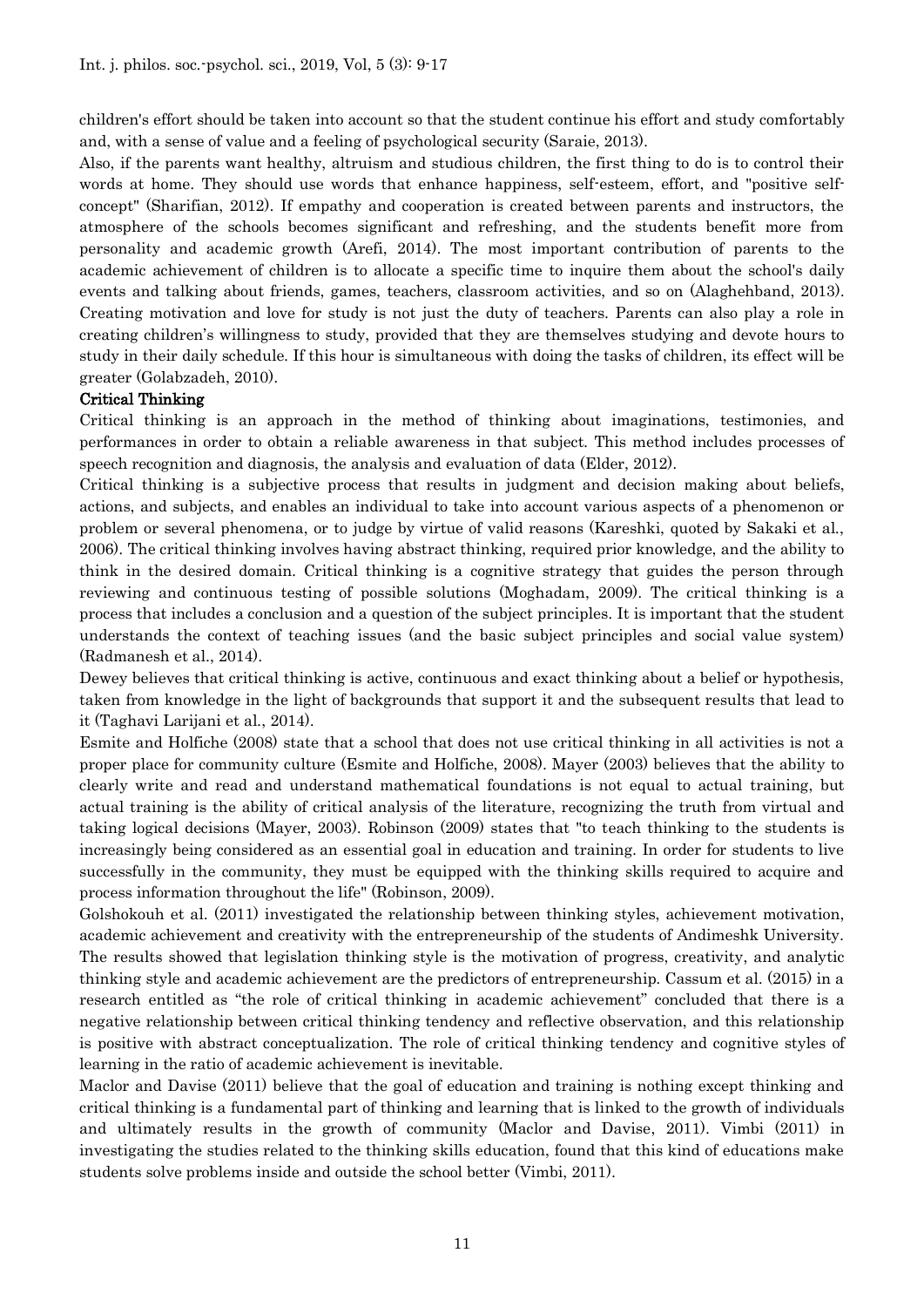children's effort should be taken into account so that the student continue his effort and study comfortably and, with a sense of value and a feeling of psychological security (Saraie, 2013).

Also, if the parents want healthy, altruism and studious children, the first thing to do is to control their words at home. They should use words that enhance happiness, self-esteem, effort, and "positive self-concept" (Sharifian, 2012). If empathy and cooperation is created between parents and instructors, the atmosphere of the schools becomes significant and refreshing, and the students benefit more from personality and academic growth (Arefi, 2014). The most important contribution of parents to the academic achievement of children is to allocate a specific time to inquire them about the school's daily events and talking about friends, games, teachers, classroom activities, and so on (Alaghehband, 2013). Creating motivation and love for study is not just the duty of teachers. Parents can also play a role in creating children's willingness to study, provided that they are themselves studying and devote hours to study in their daily schedule. If this hour is simultaneous with doing the tasks of children, its effect will be greater (Golabzadeh, 2010).

**Critical Thinking**

Critical thinking is an approach in the method of thinking about imaginations, testimonies, and performances in order to obtain a reliable awareness in that subject. This method includes processes of speech recognition and diagnosis, the analysis and evaluation of data (Elder, 2012).

Critical thinking is a subjective process that results in judgment and decision making about beliefs, actions, and subjects, and enables an individual to take into account various aspects of a phenomenon or problem or several phenomena, or to judge by virtue of valid reasons (Kareshki, quoted by Sakaki et al., 2006). The critical thinking involves having abstract thinking, required prior knowledge, and the ability to think in the desired domain. Critical thinking is a cognitive strategy that guides the person through reviewing and continuous testing of possible solutions (Moghadam, 2009). The critical thinking is a process that includes a conclusion and a question of the subject principles. It is important that the student understands the context of teaching issues (and the basic subject principles and social value system) (Radmanesh et al., 2014).

Dewey believes that critical thinking is active, continuous and exact thinking about a belief or hypothesis, taken from knowledge in the light of backgrounds that support it and the subsequent results that lead to it (Taghavi Larijani et al., 2014).

Esmite and Holfiche (2008) state that a school that does not use critical thinking in all activities is not a proper place for community culture (Esmite and Holfiche, 2008). Mayer (2003) believes that the ability to clearly write and read and understand mathematical foundations is not equal to actual training, but actual training is the ability of critical analysis of the literature, recognizing the truth from virtual and taking logical decisions (Mayer, 2003). Robinson (2009) states that "to teach thinking to the students is increasingly being considered as an essential goal in education and training. In order for students to live successfully in the community, they must be equipped with the thinking skills required to acquire and process information throughout the life" (Robinson, 2009).

Golshokouh et al. (2011) investigated the relationship between thinking styles, achievement motivation, academic achievement and creativity with the entrepreneurship of the students of Andimeshk University. The results showed that legislation thinking style is the motivation of progress, creativity, and analytic thinking style and academic achievement are the predictors of entrepreneurship. Cassum et al. (2015) in a research entitled as "the role of critical thinking in academic achievement" concluded that there is a negative relationship between critical thinking tendency and reflective observation, and this relationship is positive with abstract conceptualization. The role of critical thinking tendency and cognitive styles of learning in the ratio of academic achievement is inevitable.

Maclor and Davise (2011) believe that the goal of education and training is nothing except thinking and critical thinking is a fundamental part of thinking and learning that is linked to the growth of individuals and ultimately results in the growth of community (Maclor and Davise, 2011). Vimbi (2011) in investigating the studies related to the thinking skills education, found that this kind of educations make students solve problems inside and outside the school better (Vimbi, 2011).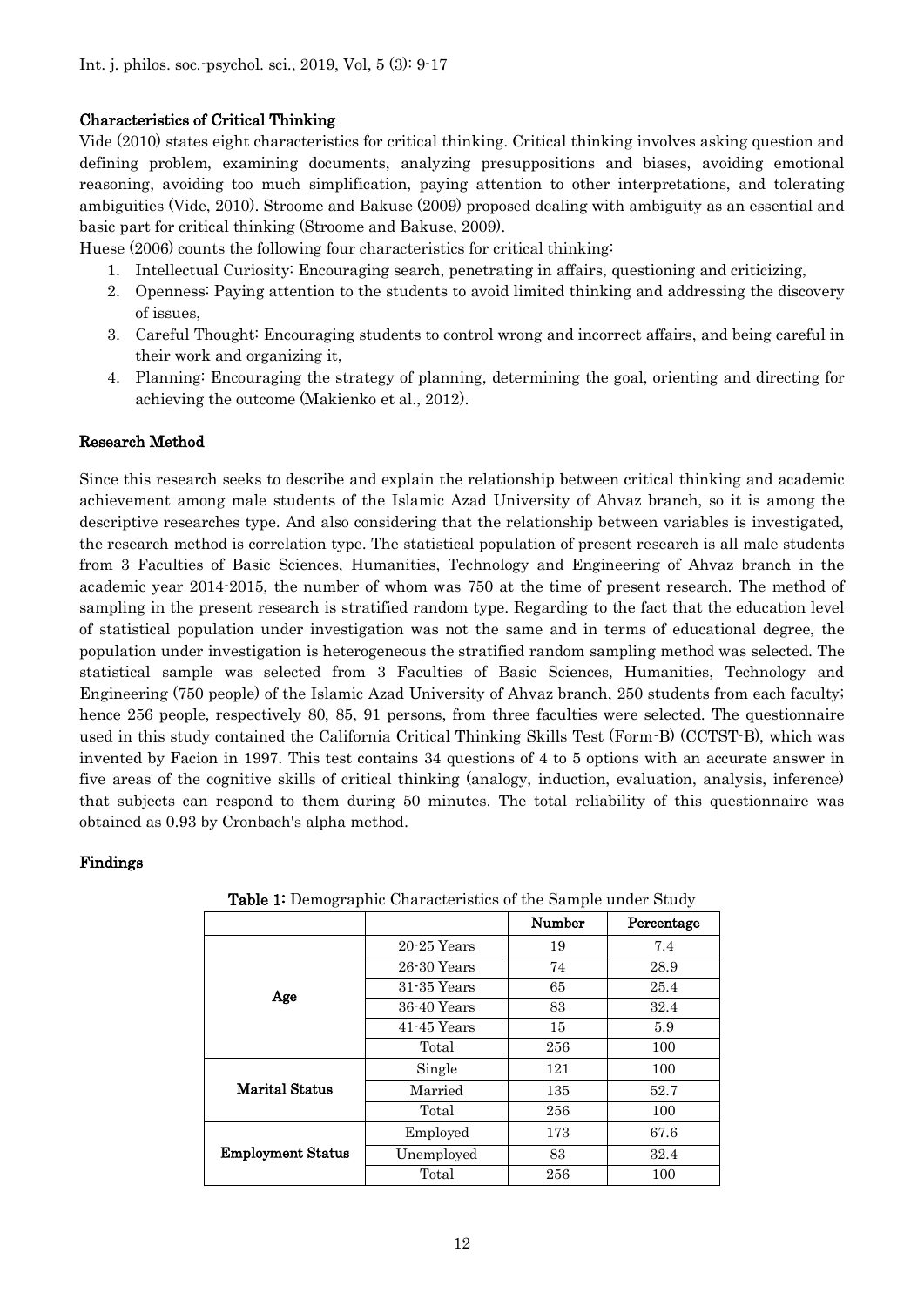### Characteristics of Critical Thinking

Vide (2010) states eight characteristics for critical thinking. Critical thinking involves asking question and defining problem, examining documents, analyzing presuppositions and biases, avoiding emotional reasoning, avoiding too much simplification, paying attention to other interpretations, and tolerating ambiguities (Vide, 2010). Stroome and Bakuse (2009) proposed dealing with ambiguity as an essential and basic part for critical thinking (Stroome and Bakuse, 2009).

Huese (2006) counts the following four characteristics for critical thinking:

1. Intellectual Curiosity: Encouraging search, penetrating in affairs, questioning and criticizing,
2. Openness: Paying attention to the students to avoid limited thinking and addressing the discovery of issues,
3. Careful Thought: Encouraging students to control wrong and incorrect affairs, and being careful in their work and organizing it,
4. Planning: Encouraging the strategy of planning, determining the goal, orienting and directing for achieving the outcome (Makienko et al., 2012).

### Research Method

Since this research seeks to describe and explain the relationship between critical thinking and academic achievement among male students of the Islamic Azad University of Ahvaz branch, so it is among the descriptive researches type. And also considering that the relationship between variables is investigated, the research method is correlation type. The statistical population of present research is all male students from 3 Faculties of Basic Sciences, Humanities, Technology and Engineering of Ahvaz branch in the academic year 2014-2015, the number of whom was 750 at the time of present research. The method of sampling in the present research is stratified random type. Regarding to the fact that the education level of statistical population under investigation was not the same and in terms of educational degree, the population under investigation is heterogeneous the stratified random sampling method was selected. The statistical sample was selected from 3 Faculties of Basic Sciences, Humanities, Technology and Engineering (750 people) of the Islamic Azad University of Ahvaz branch, 250 students from each faculty; hence 256 people, respectively 80, 85, 91 persons, from three faculties were selected. The questionnaire used in this study contained the California Critical Thinking Skills Test (Form-B) (CCTST-B), which was invented by Facion in 1997. This test contains 34 questions of 4 to 5 options with an accurate answer in five areas of the cognitive skills of critical thinking (analogy, induction, evaluation, analysis, inference) that subjects can respond to them during 50 minutes. The total reliability of this questionnaire was obtained as 0.93 by Cronbach's alpha method.

### Findings

**Table 1:** Demographic Characteristics of the Sample under Study

| | | Number | Percentage |
|---|---|---|---|
| Age | 20-25 Years | 19 | 7.4 |
| | 26-30 Years | 74 | 28.9 |
| | 31-35 Years | 65 | 25.4 |
| | 36-40 Years | 83 | 32.4 |
| | 41-45 Years | 15 | 5.9 |
| | Total | 256 | 100 |
| Marital Status | Single | 121 | 100 |
| | Married | 135 | 52.7 |
| | Total | 256 | 100 |
| Employment Status | Employed | 173 | 67.6 |
| | Unemployed | 83 | 32.4 |
| | Total | 256 | 100 |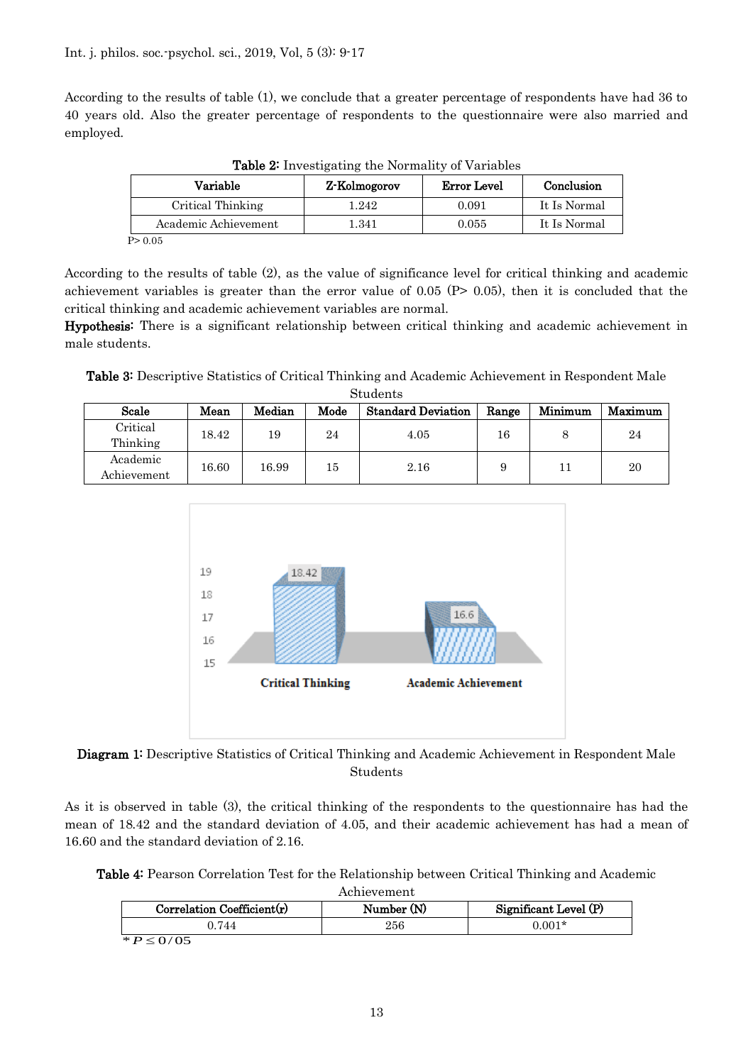According to the results of table (1), we conclude that a greater percentage of respondents have had 36 to 40 years old. Also the greater percentage of respondents to the questionnaire were also married and employed.

**Table 2:** Investigating the Normality of Variables

| Variable | Z-Kolmogorov | Error Level | Conclusion |
|---|---|---|---|
| Critical Thinking | 1.242 | 0.091 | It Is Normal |
| Academic Achievement | 1.341 | 0.055 | It Is Normal |

$P > 0.05$

According to the results of table (2), as the value of significance level for critical thinking and academic achievement variables is greater than the error value of 0.05 ($P > 0.05$), then it is concluded that the critical thinking and academic achievement variables are normal.

**Hypothesis:** There is a significant relationship between critical thinking and academic achievement in male students.

**Table 3:** Descriptive Statistics of Critical Thinking and Academic Achievement in Respondent Male Students

| Scale | Mean | Median | Mode | Standard Deviation | Range | Minimum | Maximum |
|---|---|---|---|---|---|---|---|
| Critical Thinking | 18.42 | 19 | 24 | 4.05 | 16 | 8 | 24 |
| Academic Achievement | 16.60 | 16.99 | 15 | 2.16 | 9 | 11 | 20 |

**Diagram 1:** Descriptive Statistics of Critical Thinking and Academic Achievement in Respondent Male Students

As it is observed in table (3), the critical thinking of the respondents to the questionnaire has had the mean of 18.42 and the standard deviation of 4.05, and their academic achievement has had a mean of 16.60 and the standard deviation of 2.16.

**Table 4:** Pearson Correlation Test for the Relationship between Critical Thinking and Academic Achievement

| Correlation Coefficient(r) | Number (N) | Significant Level (P) |
|---|---|---|
| 0.744 | 256 | 0.001* |

$*P \leq 0/05$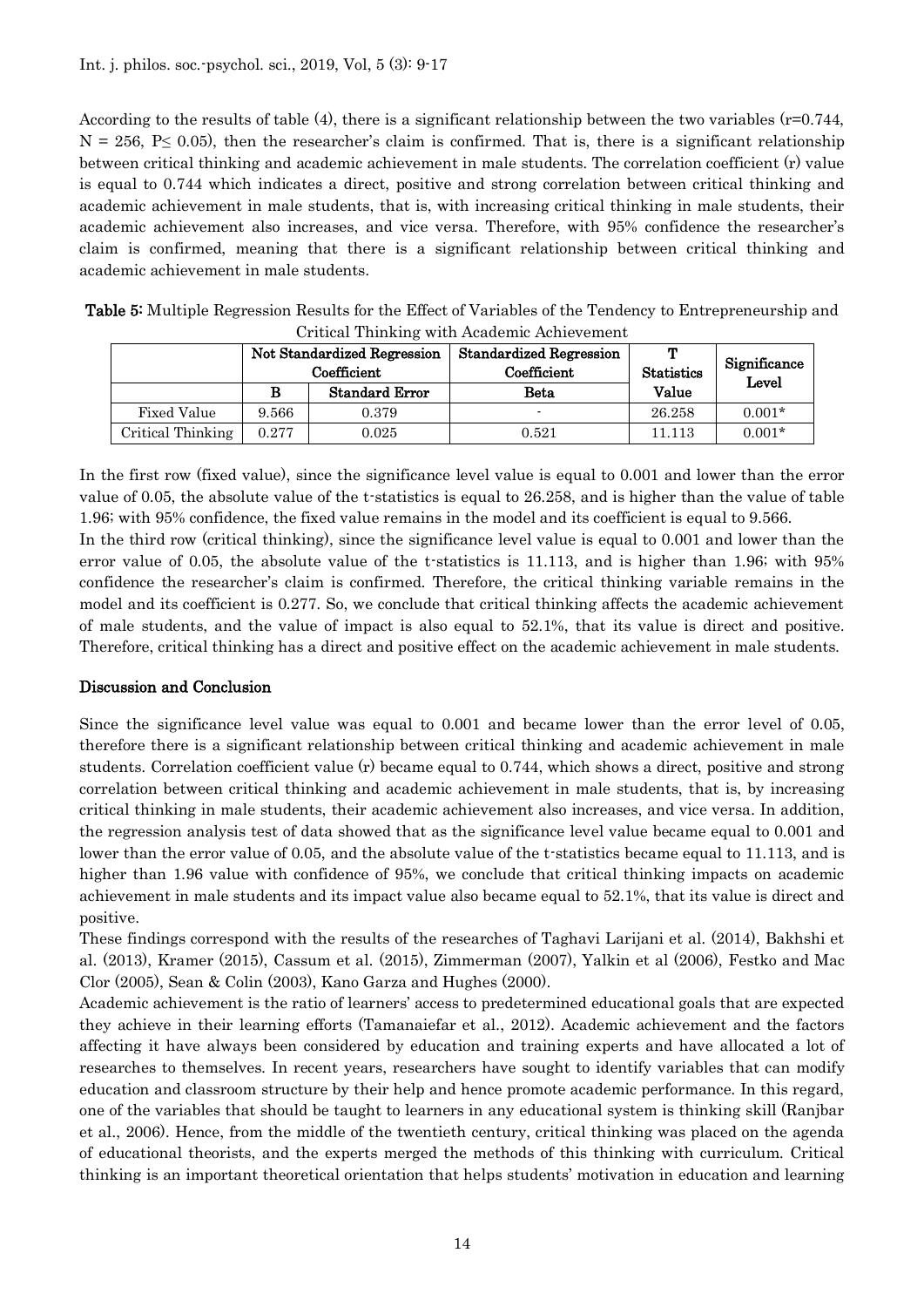According to the results of table (4), there is a significant relationship between the two variables ($r=0.744$, $N = 256$, $P \leq 0.05$), then the researcher's claim is confirmed. That is, there is a significant relationship between critical thinking and academic achievement in male students. The correlation coefficient (r) value is equal to 0.744 which indicates a direct, positive and strong correlation between critical thinking and academic achievement in male students, that is, with increasing critical thinking in male students, their academic achievement also increases, and vice versa. Therefore, with 95% confidence the researcher's claim is confirmed, meaning that there is a significant relationship between critical thinking and academic achievement in male students.

**Table 5:** Multiple Regression Results for the Effect of Variables of the Tendency to Entrepreneurship and Critical Thinking with Academic Achievement

| | Not Standardized Regression Coefficient | | Standardized Regression Coefficient | T Statistics Value | Significance Level |
|---|---|---|---|---|---|
| | B | Standard Error | Beta | | |
| Fixed Value | 9.566 | 0.379 | - | 26.258 | 0.001* |
| Critical Thinking | 0.277 | 0.025 | 0.521 | 11.113 | 0.001* |

In the first row (fixed value), since the significance level value is equal to 0.001 and lower than the error value of 0.05, the absolute value of the t-statistics is equal to 26.258, and is higher than the value of table 1.96; with 95% confidence, the fixed value remains in the model and its coefficient is equal to 9.566.

In the third row (critical thinking), since the significance level value is equal to 0.001 and lower than the error value of 0.05, the absolute value of the t-statistics is 11.113, and is higher than 1.96; with 95% confidence the researcher's claim is confirmed. Therefore, the critical thinking variable remains in the model and its coefficient is 0.277. So, we conclude that critical thinking affects the academic achievement of male students, and the value of impact is also equal to 52.1%, that its value is direct and positive. Therefore, critical thinking has a direct and positive effect on the academic achievement in male students.

## Discussion and Conclusion

Since the significance level value was equal to 0.001 and became lower than the error level of 0.05, therefore there is a significant relationship between critical thinking and academic achievement in male students. Correlation coefficient value (r) became equal to 0.744, which shows a direct, positive and strong correlation between critical thinking and academic achievement in male students, that is, by increasing critical thinking in male students, their academic achievement also increases, and vice versa. In addition, the regression analysis test of data showed that as the significance level value became equal to 0.001 and lower than the error value of 0.05, and the absolute value of the t-statistics became equal to 11.113, and is higher than 1.96 value with confidence of 95%, we conclude that critical thinking impacts on academic achievement in male students and its impact value also became equal to 52.1%, that its value is direct and positive.

These findings correspond with the results of the researches of Taghavi Larijani et al. (2014), Bakhshi et al. (2013), Kramer (2015), Cassum et al. (2015), Zimmerman (2007), Yalkin et al (2006), Festko and Mac Clor (2005), Sean & Colin (2003), Kano Garza and Hughes (2000).

Academic achievement is the ratio of learners' access to predetermined educational goals that are expected they achieve in their learning efforts (Tamanaiefar et al., 2012). Academic achievement and the factors affecting it have always been considered by education and training experts and have allocated a lot of researches to themselves. In recent years, researchers have sought to identify variables that can modify education and classroom structure by their help and hence promote academic performance. In this regard, one of the variables that should be taught to learners in any educational system is thinking skill (Ranjbar et al., 2006). Hence, from the middle of the twentieth century, critical thinking was placed on the agenda of educational theorists, and the experts merged the methods of this thinking with curriculum. Critical thinking is an important theoretical orientation that helps students' motivation in education and learning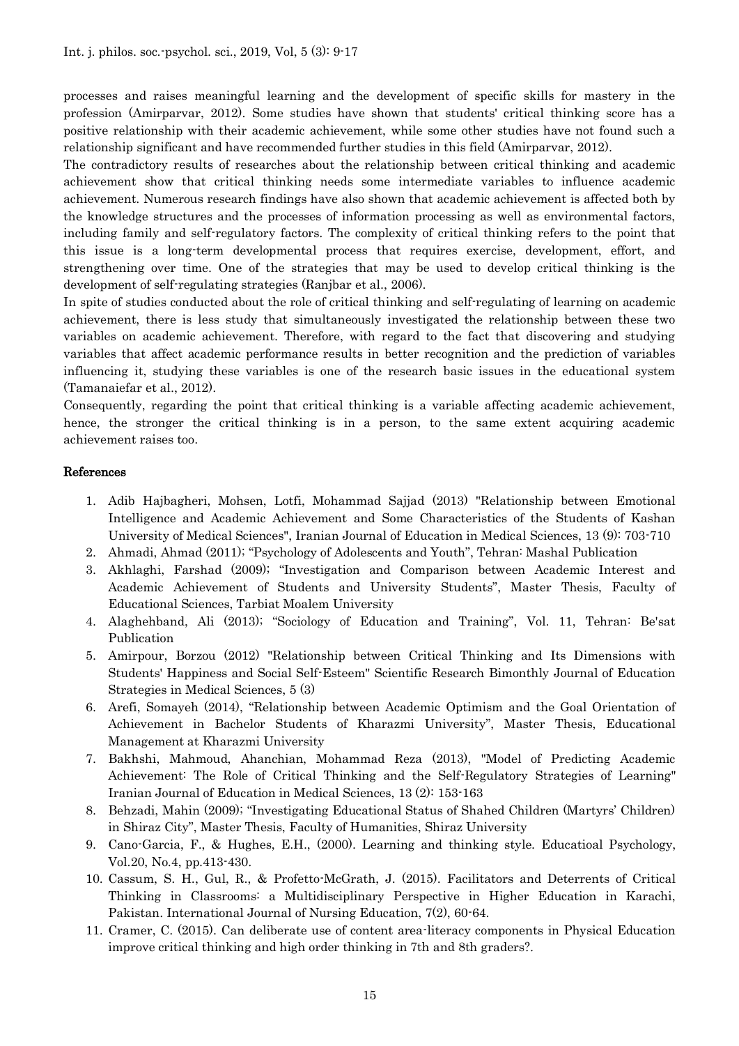processes and raises meaningful learning and the development of specific skills for mastery in the profession (Amirparvar, 2012). Some studies have shown that students' critical thinking score has a positive relationship with their academic achievement, while some other studies have not found such a relationship significant and have recommended further studies in this field (Amirparvar, 2012).

The contradictory results of researches about the relationship between critical thinking and academic achievement show that critical thinking needs some intermediate variables to influence academic achievement. Numerous research findings have also shown that academic achievement is affected both by the knowledge structures and the processes of information processing as well as environmental factors, including family and self-regulatory factors. The complexity of critical thinking refers to the point that this issue is a long-term developmental process that requires exercise, development, effort, and strengthening over time. One of the strategies that may be used to develop critical thinking is the development of self-regulating strategies (Ranjbar et al., 2006).

In spite of studies conducted about the role of critical thinking and self-regulating of learning on academic achievement, there is less study that simultaneously investigated the relationship between these two variables on academic achievement. Therefore, with regard to the fact that discovering and studying variables that affect academic performance results in better recognition and the prediction of variables influencing it, studying these variables is one of the research basic issues in the educational system (Tamanaiefar et al., 2012).

Consequently, regarding the point that critical thinking is a variable affecting academic achievement, hence, the stronger the critical thinking is in a person, to the same extent acquiring academic achievement raises too.

## References

1. Adib Hajbagheri, Mohsen, Lotfi, Mohammad Sajjad (2013) "Relationship between Emotional Intelligence and Academic Achievement and Some Characteristics of the Students of Kashan University of Medical Sciences", Iranian Journal of Education in Medical Sciences, 13 (9): 703-710
2. Ahmadi, Ahmad (2011); "Psychology of Adolescents and Youth", Tehran: Mashal Publication
3. Akhlaghi, Farshad (2009); "Investigation and Comparison between Academic Interest and Academic Achievement of Students and University Students", Master Thesis, Faculty of Educational Sciences, Tarbiat Moalem University
4. Alaghehband, Ali (2013); "Sociology of Education and Training", Vol. 11, Tehran: Be'sat Publication
5. Amirpour, Borzou (2012) "Relationship between Critical Thinking and Its Dimensions with Students' Happiness and Social Self-Esteem" Scientific Research Bimonthly Journal of Education Strategies in Medical Sciences, 5 (3)
6. Arefi, Somayeh (2014), "Relationship between Academic Optimism and the Goal Orientation of Achievement in Bachelor Students of Kharazmi University", Master Thesis, Educational Management at Kharazmi University
7. Bakhshi, Mahmoud, Ahanchian, Mohammad Reza (2013), "Model of Predicting Academic Achievement: The Role of Critical Thinking and the Self-Regulatory Strategies of Learning" Iranian Journal of Education in Medical Sciences, 13 (2): 153-163
8. Behzadi, Mahin (2009); "Investigating Educational Status of Shahed Children (Martyrs' Children) in Shiraz City", Master Thesis, Faculty of Humanities, Shiraz University
9. Cano-Garcia, F., & Hughes, E.H., (2000). Learning and thinking style. Educatioal Psychology, Vol.20, No.4, pp.413-430.
10. Cassum, S. H., Gul, R., & Profetto-McGrath, J. (2015). Facilitators and Deterrents of Critical Thinking in Classrooms: a Multidisciplinary Perspective in Higher Education in Karachi, Pakistan. International Journal of Nursing Education, 7(2), 60-64.
11. Cramer, C. (2015). Can deliberate use of content area-literacy components in Physical Education improve critical thinking and high order thinking in 7th and 8th graders?.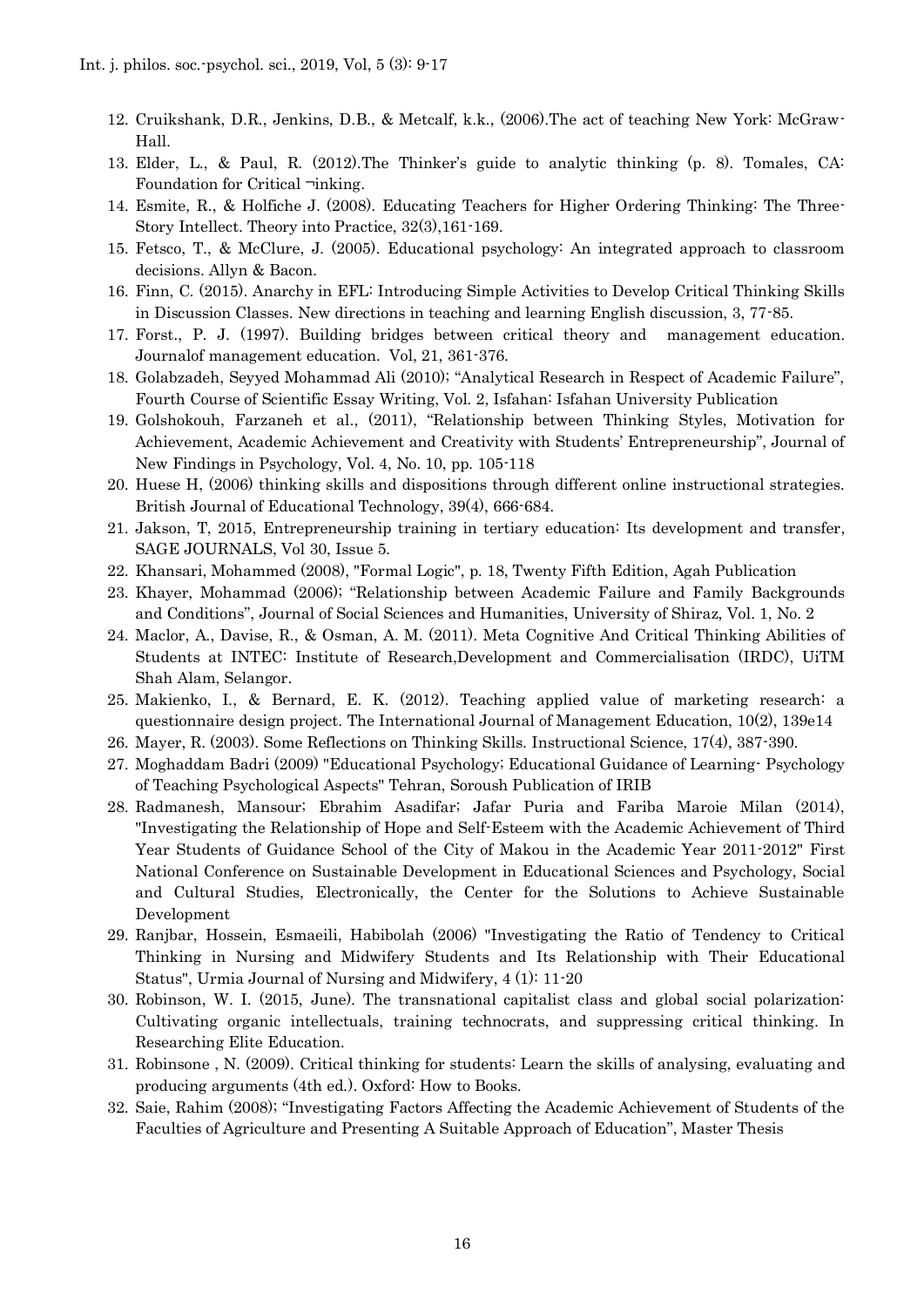12. Cruikshank, D.R., Jenkins, D.B., & Metcalf, k.k., (2006).The act of teaching New York: McGraw-Hall.
13. Elder, L., & Paul, R. (2012).The Thinker's guide to analytic thinking (p. 8). Tomales, CA: Foundation for Critical ¬inking.
14. Esmite, R., & Holfiche J. (2008). Educating Teachers for Higher Ordering Thinking: The Three-Story Intellect. Theory into Practice, 32(3),161-169.
15. Fetsco, T., & McClure, J. (2005). Educational psychology: An integrated approach to classroom decisions. Allyn & Bacon.
16. Finn, C. (2015). Anarchy in EFL: Introducing Simple Activities to Develop Critical Thinking Skills in Discussion Classes. New directions in teaching and learning English discussion, 3, 77-85.
17. Forst., P. J. (1997). Building bridges between critical theory and management education. Journalof management education. Vol, 21, 361-376.
18. Golabzadeh, Seyyed Mohammad Ali (2010); "Analytical Research in Respect of Academic Failure", Fourth Course of Scientific Essay Writing, Vol. 2, Isfahan: Isfahan University Publication
19. Golshokouh, Farzaneh et al., (2011), "Relationship between Thinking Styles, Motivation for Achievement, Academic Achievement and Creativity with Students' Entrepreneurship", Journal of New Findings in Psychology, Vol. 4, No. 10, pp. 105-118
20. Huese H, (2006) thinking skills and dispositions through different online instructional strategies. British Journal of Educational Technology, 39(4), 666-684.
21. Jakson, T, 2015, Entrepreneurship training in tertiary education: Its development and transfer, SAGE JOURNALS, Vol 30, Issue 5.
22. Khansari, Mohammed (2008), "Formal Logic", p. 18, Twenty Fifth Edition, Agah Publication
23. Khayer, Mohammad (2006); "Relationship between Academic Failure and Family Backgrounds and Conditions", Journal of Social Sciences and Humanities, University of Shiraz, Vol. 1, No. 2
24. Maclor, A., Davise, R., & Osman, A. M. (2011). Meta Cognitive And Critical Thinking Abilities of Students at INTEC: Institute of Research,Development and Commercialisation (IRDC), UiTM Shah Alam, Selangor.
25. Makienko, I., & Bernard, E. K. (2012). Teaching applied value of marketing research: a questionnaire design project. The International Journal of Management Education, 10(2), 139e14
26. Mayer, R. (2003). Some Reflections on Thinking Skills. Instructional Science, 17(4), 387-390.
27. Moghaddam Badri (2009) "Educational Psychology; Educational Guidance of Learning- Psychology of Teaching Psychological Aspects" Tehran, Soroush Publication of IRIB
28. Radmanesh, Mansour; Ebrahim Asadifar; Jafar Puria and Fariba Maroie Milan (2014), "Investigating the Relationship of Hope and Self-Esteem with the Academic Achievement of Third Year Students of Guidance School of the City of Makou in the Academic Year 2011-2012" First National Conference on Sustainable Development in Educational Sciences and Psychology, Social and Cultural Studies, Electronically, the Center for the Solutions to Achieve Sustainable Development
29. Ranjbar, Hossein, Esmaeili, Habibolah (2006) "Investigating the Ratio of Tendency to Critical Thinking in Nursing and Midwifery Students and Its Relationship with Their Educational Status", Urmia Journal of Nursing and Midwifery, 4 (1): 11-20
30. Robinson, W. I. (2015, June). The transnational capitalist class and global social polarization: Cultivating organic intellectuals, training technocrats, and suppressing critical thinking. In Researching Elite Education.
31. Robinsone , N. (2009). Critical thinking for students: Learn the skills of analysing, evaluating and producing arguments (4th ed.). Oxford: How to Books.
32. Saie, Rahim (2008); "Investigating Factors Affecting the Academic Achievement of Students of the Faculties of Agriculture and Presenting A Suitable Approach of Education", Master Thesis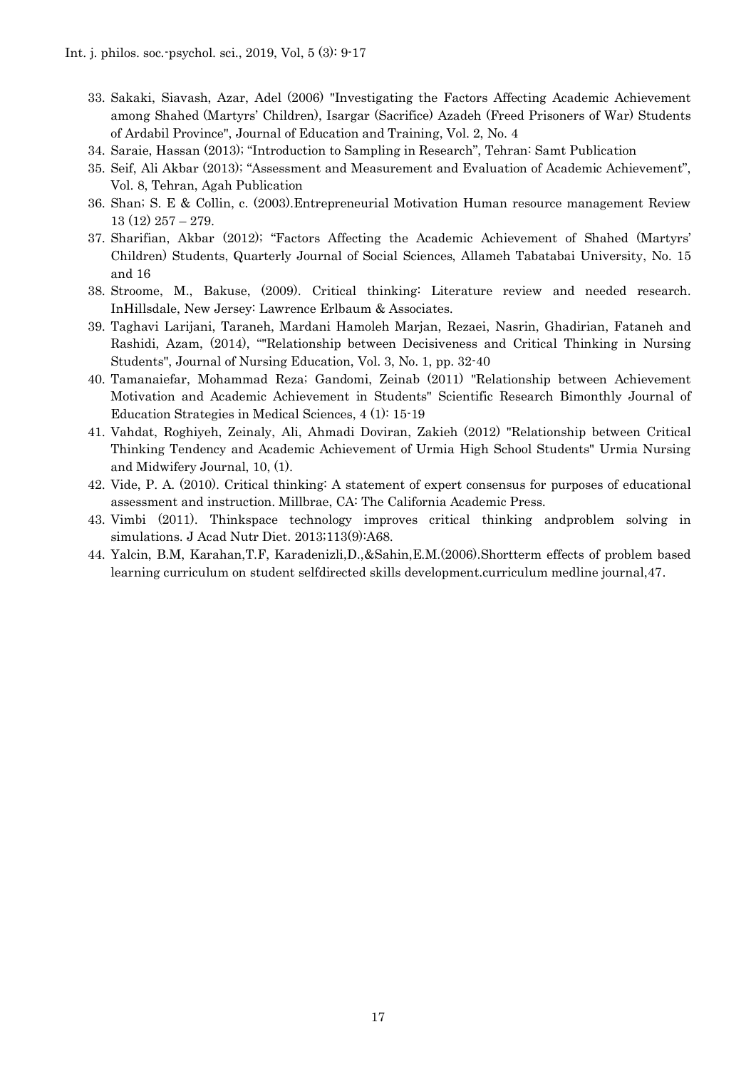33. Sakaki, Siavash, Azar, Adel (2006) "Investigating the Factors Affecting Academic Achievement among Shahed (Martyrs' Children), Isargar (Sacrifice) Azadeh (Freed Prisoners of War) Students of Ardabil Province", Journal of Education and Training, Vol. 2, No. 4
34. Saraie, Hassan (2013); "Introduction to Sampling in Research", Tehran: Samt Publication
35. Seif, Ali Akbar (2013); "Assessment and Measurement and Evaluation of Academic Achievement", Vol. 8, Tehran, Agah Publication
36. Shan; S. E & Collin, c. (2003).Entrepreneurial Motivation Human resource management Review 13 (12) 257 – 279.
37. Sharifian, Akbar (2012); "Factors Affecting the Academic Achievement of Shahed (Martyrs' Children) Students, Quarterly Journal of Social Sciences, Allameh Tabatabai University, No. 15 and 16
38. Stroome, M., Bakuse, (2009). Critical thinking: Literature review and needed research. InHillsdale, New Jersey: Lawrence Erlbaum & Associates.
39. Taghavi Larijani, Taraneh, Mardani Hamoleh Marjan, Rezaei, Nasrin, Ghadirian, Fataneh and Rashidi, Azam, (2014), ""Relationship between Decisiveness and Critical Thinking in Nursing Students", Journal of Nursing Education, Vol. 3, No. 1, pp. 32-40
40. Tamanaiefar, Mohammad Reza; Gandomi, Zeinab (2011) "Relationship between Achievement Motivation and Academic Achievement in Students" Scientific Research Bimonthly Journal of Education Strategies in Medical Sciences, 4 (1): 15-19
41. Vahdat, Roghiyeh, Zeinaly, Ali, Ahmadi Doviran, Zakieh (2012) "Relationship between Critical Thinking Tendency and Academic Achievement of Urmia High School Students" Urmia Nursing and Midwifery Journal, 10, (1).
42. Vide, P. A. (2010). Critical thinking: A statement of expert consensus for purposes of educational assessment and instruction. Millbrae, CA: The California Academic Press.
43. Vimbi (2011). Thinkspace technology improves critical thinking andproblem solving in simulations. J Acad Nutr Diet. 2013;113(9):A68.
44. Yalcin, B.M, Karahan,T.F, Karadenizli,D.,&Sahin,E.M.(2006).Shortterm effects of problem based learning curriculum on student selfdirected skills development.curriculum medline journal,47.